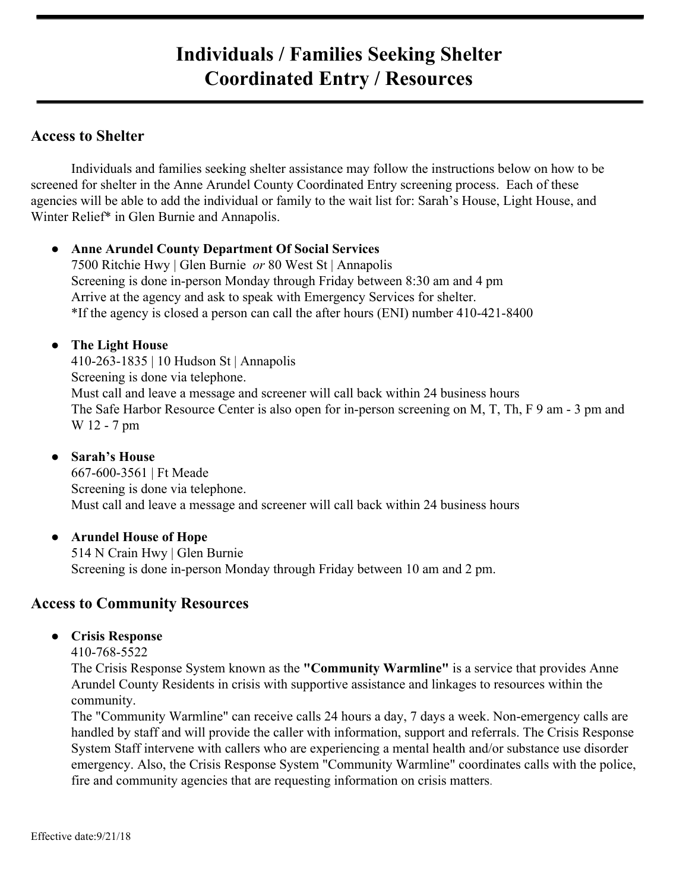# Individuals / Families Seeking Shelter
# Coordinated Entry / Resources

## Access to Shelter

Individuals and families seeking shelter assistance may follow the instructions below on how to be screened for shelter in the Anne Arundel County Coordinated Entry screening process. Each of these agencies will be able to add the individual or family to the wait list for: Sarah's House, Light House, and Winter Relief* in Glen Burnie and Annapolis.

- **Anne Arundel County Department Of Social Services**
  7500 Ritchie Hwy | Glen Burnie *or* 80 West St | Annapolis
  Screening is done in-person Monday through Friday between 8:30 am and 4 pm
  Arrive at the agency and ask to speak with Emergency Services for shelter.
  *If the agency is closed a person can call the after hours (ENI) number 410-421-8400

- **The Light House**
  410-263-1835 | 10 Hudson St | Annapolis
  Screening is done via telephone.
  Must call and leave a message and screener will call back within 24 business hours
  The Safe Harbor Resource Center is also open for in-person screening on M, T, Th, F 9 am - 3 pm and W 12 - 7 pm

- **Sarah's House**
  667-600-3561 | Ft Meade
  Screening is done via telephone.
  Must call and leave a message and screener will call back within 24 business hours

- **Arundel House of Hope**
  514 N Crain Hwy | Glen Burnie
  Screening is done in-person Monday through Friday between 10 am and 2 pm.

## Access to Community Resources

- **Crisis Response**
  410-768-5522
  The Crisis Response System known as the **"Community Warmline"** is a service that provides Anne Arundel County Residents in crisis with supportive assistance and linkages to resources within the community.
  The "Community Warmline" can receive calls 24 hours a day, 7 days a week. Non-emergency calls are handled by staff and will provide the caller with information, support and referrals. The Crisis Response System Staff intervene with callers who are experiencing a mental health and/or substance use disorder emergency. Also, the Crisis Response System "Community Warmline" coordinates calls with the police, fire and community agencies that are requesting information on crisis matters.

Effective date:9/21/18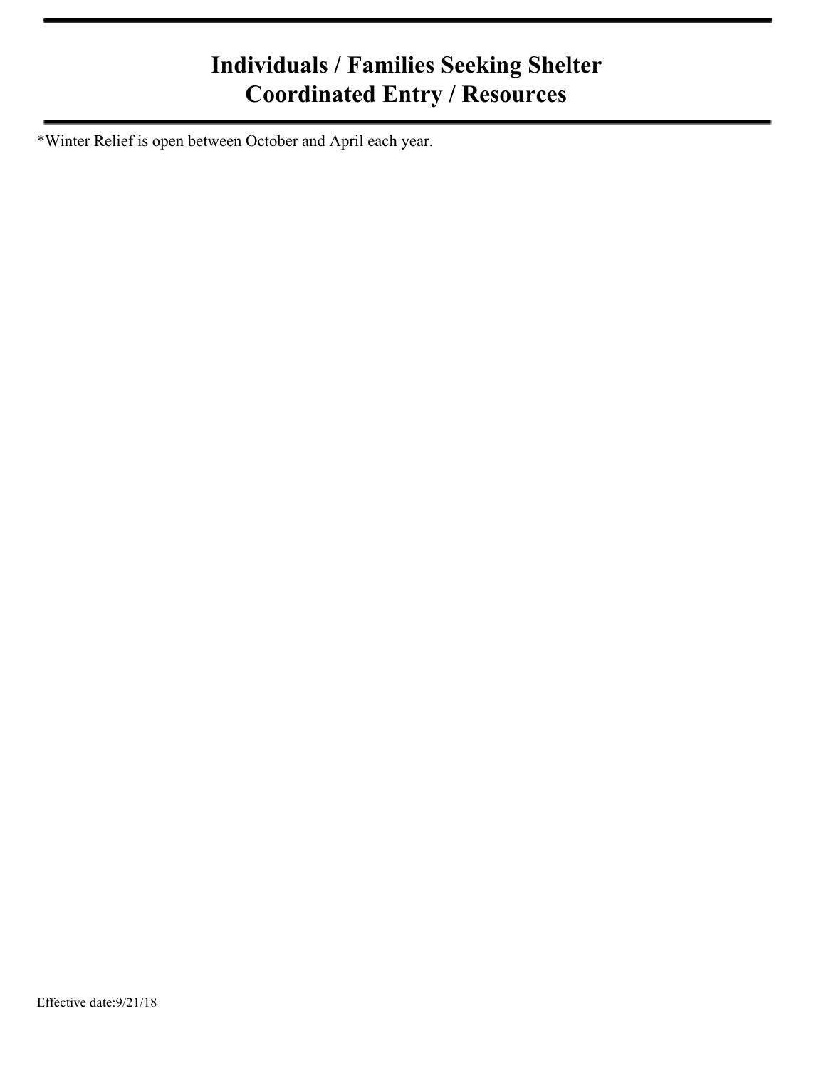# Individuals / Families Seeking Shelter
# Coordinated Entry / Resources

*Winter Relief is open between October and April each year.

Effective date:9/21/18